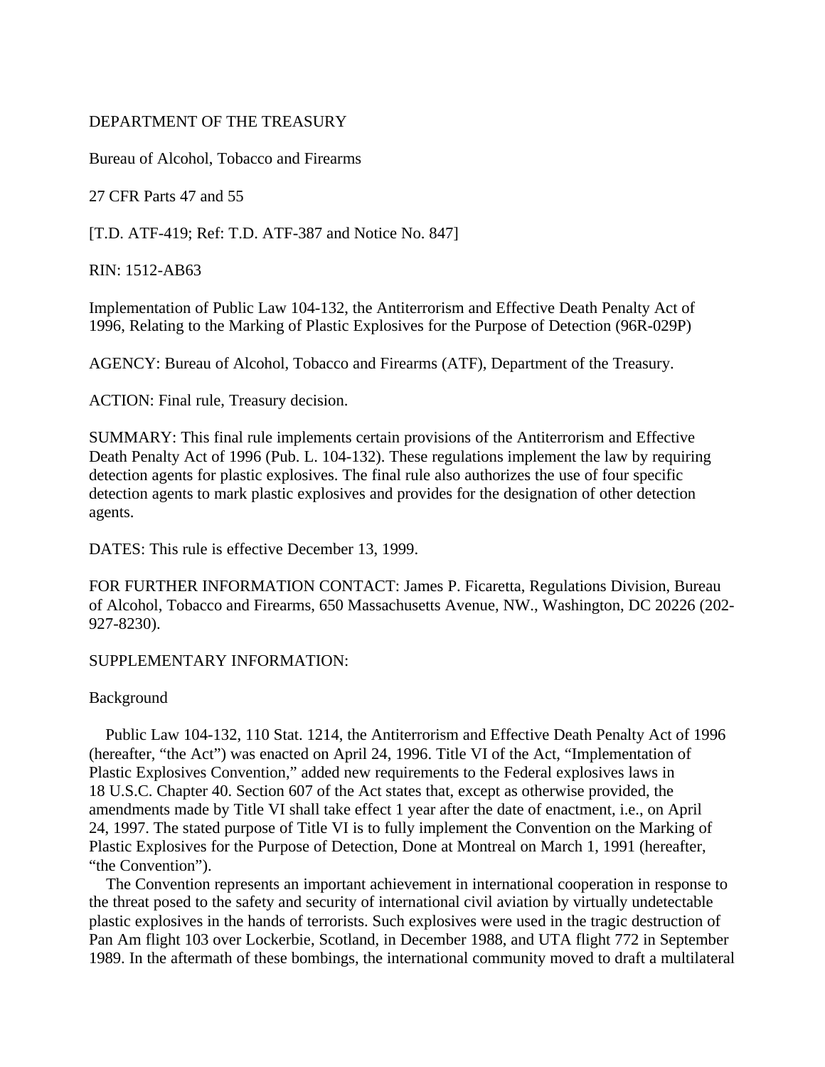DEPARTMENT OF THE TREASURY

Bureau of Alcohol, Tobacco and Firearms

27 CFR Parts 47 and 55

[T.D. ATF-419; Ref: T.D. ATF-387 and Notice No. 847]

RIN: 1512-AB63

Implementation of Public Law 104-132, the Antiterrorism and Effective Death Penalty Act of 1996, Relating to the Marking of Plastic Explosives for the Purpose of Detection (96R-029P)

AGENCY: Bureau of Alcohol, Tobacco and Firearms (ATF), Department of the Treasury.

ACTION: Final rule, Treasury decision.

SUMMARY: This final rule implements certain provisions of the Antiterrorism and Effective Death Penalty Act of 1996 (Pub. L. 104-132). These regulations implement the law by requiring detection agents for plastic explosives. The final rule also authorizes the use of four specific detection agents to mark plastic explosives and provides for the designation of other detection agents.

DATES: This rule is effective December 13, 1999.

FOR FURTHER INFORMATION CONTACT: James P. Ficaretta, Regulations Division, Bureau of Alcohol, Tobacco and Firearms, 650 Massachusetts Avenue, NW., Washington, DC 20226 (202-927-8230).

SUPPLEMENTARY INFORMATION:

Background

Public Law 104-132, 110 Stat. 1214, the Antiterrorism and Effective Death Penalty Act of 1996 (hereafter, "the Act") was enacted on April 24, 1996. Title VI of the Act, "Implementation of Plastic Explosives Convention," added new requirements to the Federal explosives laws in 18 U.S.C. Chapter 40. Section 607 of the Act states that, except as otherwise provided, the amendments made by Title VI shall take effect 1 year after the date of enactment, i.e., on April 24, 1997. The stated purpose of Title VI is to fully implement the Convention on the Marking of Plastic Explosives for the Purpose of Detection, Done at Montreal on March 1, 1991 (hereafter, "the Convention").

The Convention represents an important achievement in international cooperation in response to the threat posed to the safety and security of international civil aviation by virtually undetectable plastic explosives in the hands of terrorists. Such explosives were used in the tragic destruction of Pan Am flight 103 over Lockerbie, Scotland, in December 1988, and UTA flight 772 in September 1989. In the aftermath of these bombings, the international community moved to draft a multilateral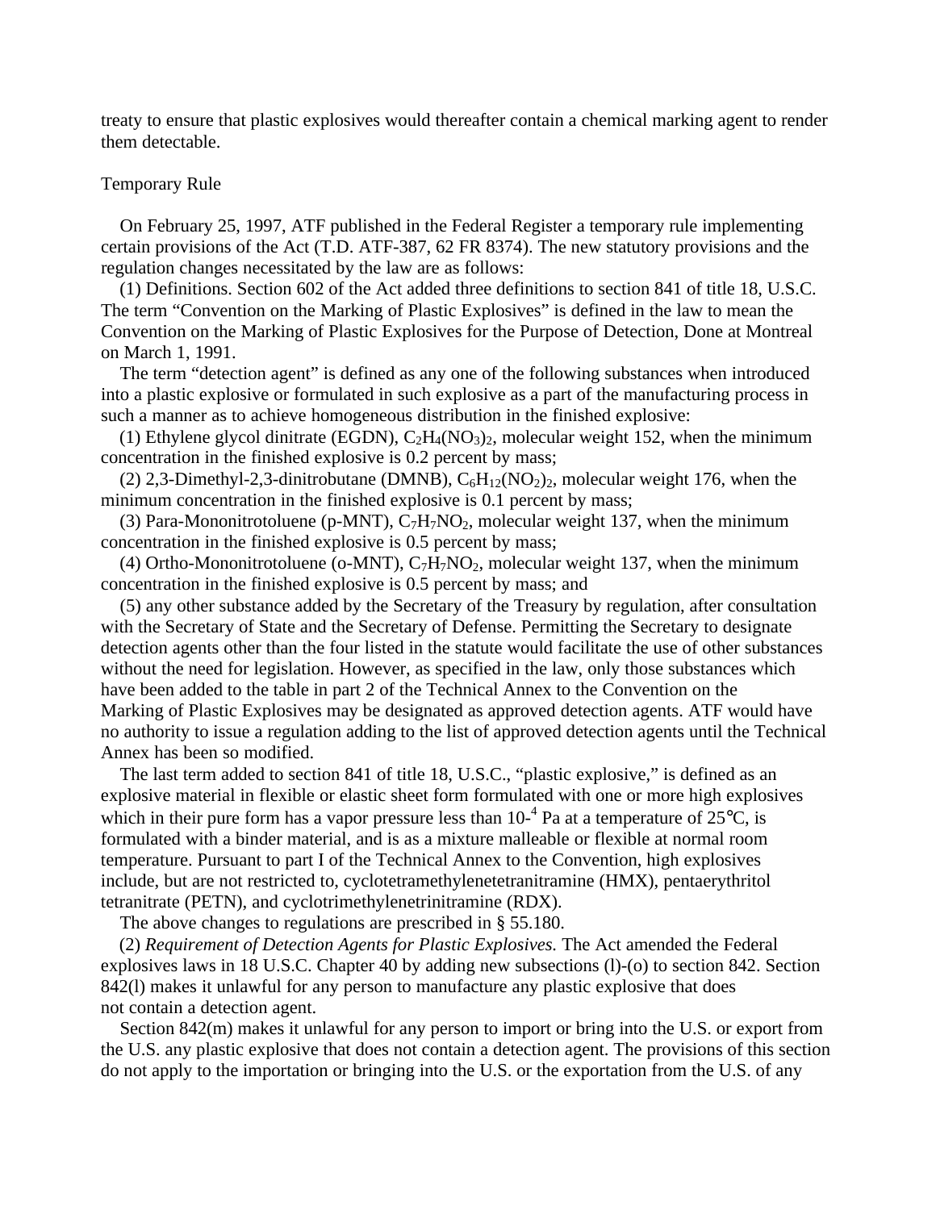treaty to ensure that plastic explosives would thereafter contain a chemical marking agent to render them detectable.

Temporary Rule

On February 25, 1997, ATF published in the Federal Register a temporary rule implementing certain provisions of the Act (T.D. ATF-387, 62 FR 8374). The new statutory provisions and the regulation changes necessitated by the law are as follows:

(1) Definitions. Section 602 of the Act added three definitions to section 841 of title 18, U.S.C. The term "Convention on the Marking of Plastic Explosives" is defined in the law to mean the Convention on the Marking of Plastic Explosives for the Purpose of Detection, Done at Montreal on March 1, 1991.

The term "detection agent" is defined as any one of the following substances when introduced into a plastic explosive or formulated in such explosive as a part of the manufacturing process in such a manner as to achieve homogeneous distribution in the finished explosive:

(1) Ethylene glycol dinitrate (EGDN), $C_2H_4(NO_3)_2$, molecular weight 152, when the minimum concentration in the finished explosive is 0.2 percent by mass;

(2) 2,3-Dimethyl-2,3-dinitrobutane (DMNB), $C_6H_{12}(NO_2)_2$, molecular weight 176, when the minimum concentration in the finished explosive is 0.1 percent by mass;

(3) Para-Mononitrotoluene (p-MNT), $C_7H_7NO_2$, molecular weight 137, when the minimum concentration in the finished explosive is 0.5 percent by mass;

(4) Ortho-Mononitrotoluene (o-MNT), $C_7H_7NO_2$, molecular weight 137, when the minimum concentration in the finished explosive is 0.5 percent by mass; and

(5) any other substance added by the Secretary of the Treasury by regulation, after consultation with the Secretary of State and the Secretary of Defense. Permitting the Secretary to designate detection agents other than the four listed in the statute would facilitate the use of other substances without the need for legislation. However, as specified in the law, only those substances which have been added to the table in part 2 of the Technical Annex to the Convention on the Marking of Plastic Explosives may be designated as approved detection agents. ATF would have no authority to issue a regulation adding to the list of approved detection agents until the Technical Annex has been so modified.

The last term added to section 841 of title 18, U.S.C., "plastic explosive," is defined as an explosive material in flexible or elastic sheet form formulated with one or more high explosives which in their pure form has a vapor pressure less than $10^{-4}$ Pa at a temperature of 25℃, is formulated with a binder material, and is as a mixture malleable or flexible at normal room temperature. Pursuant to part I of the Technical Annex to the Convention, high explosives include, but are not restricted to, cyclotetramethylenetetranitramine (HMX), pentaerythritol tetranitrate (PETN), and cyclotrimethylenetrinitramine (RDX).

The above changes to regulations are prescribed in § 55.180.

(2) *Requirement of Detection Agents for Plastic Explosives.* The Act amended the Federal explosives laws in 18 U.S.C. Chapter 40 by adding new subsections (l)-(o) to section 842. Section 842(l) makes it unlawful for any person to manufacture any plastic explosive that does not contain a detection agent.

Section 842(m) makes it unlawful for any person to import or bring into the U.S. or export from the U.S. any plastic explosive that does not contain a detection agent. The provisions of this section do not apply to the importation or bringing into the U.S. or the exportation from the U.S. of any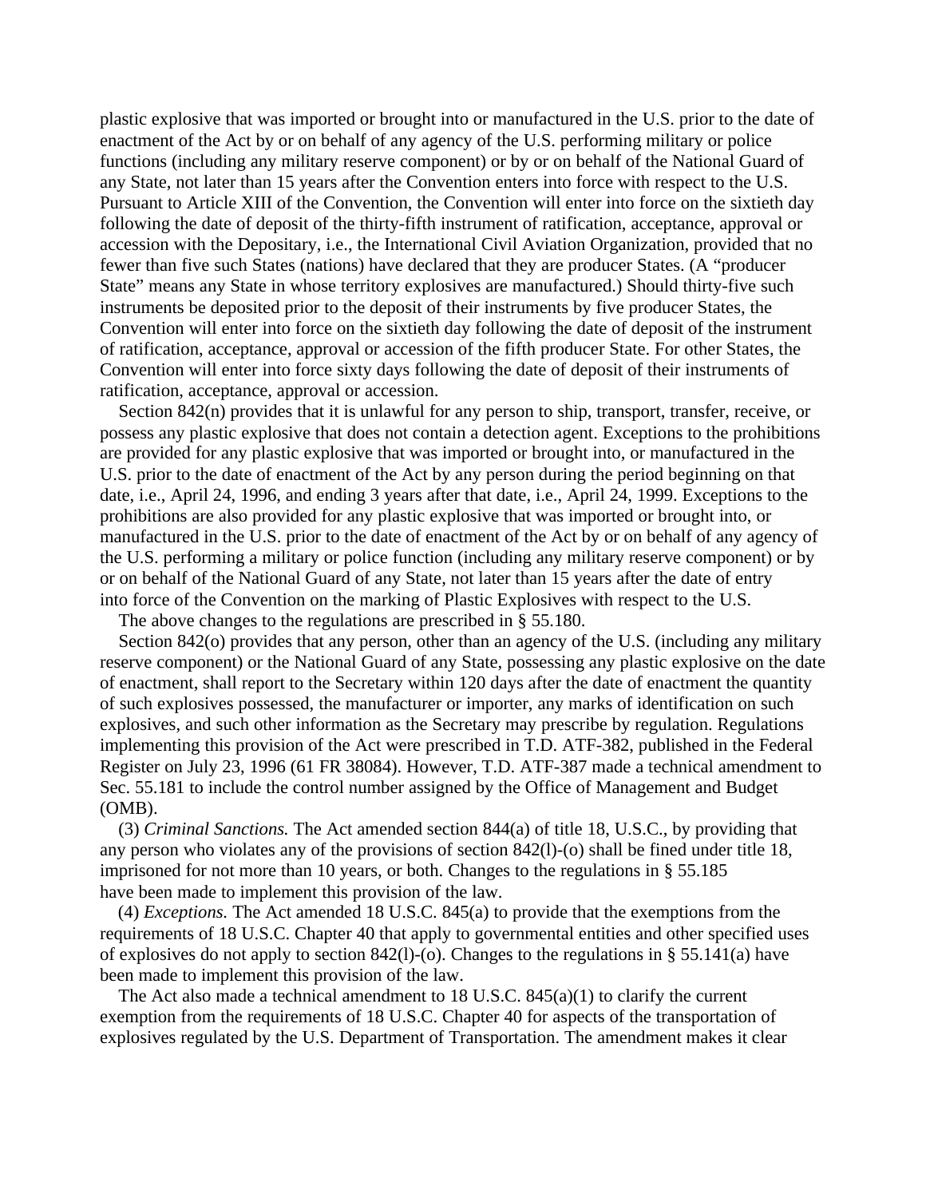plastic explosive that was imported or brought into or manufactured in the U.S. prior to the date of enactment of the Act by or on behalf of any agency of the U.S. performing military or police functions (including any military reserve component) or by or on behalf of the National Guard of any State, not later than 15 years after the Convention enters into force with respect to the U.S. Pursuant to Article XIII of the Convention, the Convention will enter into force on the sixtieth day following the date of deposit of the thirty-fifth instrument of ratification, acceptance, approval or accession with the Depositary, i.e., the International Civil Aviation Organization, provided that no fewer than five such States (nations) have declared that they are producer States. (A "producer State" means any State in whose territory explosives are manufactured.) Should thirty-five such instruments be deposited prior to the deposit of their instruments by five producer States, the Convention will enter into force on the sixtieth day following the date of deposit of the instrument of ratification, acceptance, approval or accession of the fifth producer State. For other States, the Convention will enter into force sixty days following the date of deposit of their instruments of ratification, acceptance, approval or accession.

Section 842(n) provides that it is unlawful for any person to ship, transport, transfer, receive, or possess any plastic explosive that does not contain a detection agent. Exceptions to the prohibitions are provided for any plastic explosive that was imported or brought into, or manufactured in the U.S. prior to the date of enactment of the Act by any person during the period beginning on that date, i.e., April 24, 1996, and ending 3 years after that date, i.e., April 24, 1999. Exceptions to the prohibitions are also provided for any plastic explosive that was imported or brought into, or manufactured in the U.S. prior to the date of enactment of the Act by or on behalf of any agency of the U.S. performing a military or police function (including any military reserve component) or by or on behalf of the National Guard of any State, not later than 15 years after the date of entry into force of the Convention on the marking of Plastic Explosives with respect to the U.S.

The above changes to the regulations are prescribed in § 55.180.

Section 842(o) provides that any person, other than an agency of the U.S. (including any military reserve component) or the National Guard of any State, possessing any plastic explosive on the date of enactment, shall report to the Secretary within 120 days after the date of enactment the quantity of such explosives possessed, the manufacturer or importer, any marks of identification on such explosives, and such other information as the Secretary may prescribe by regulation. Regulations implementing this provision of the Act were prescribed in T.D. ATF-382, published in the Federal Register on July 23, 1996 (61 FR 38084). However, T.D. ATF-387 made a technical amendment to Sec. 55.181 to include the control number assigned by the Office of Management and Budget (OMB).

(3) *Criminal Sanctions.* The Act amended section 844(a) of title 18, U.S.C., by providing that any person who violates any of the provisions of section 842(l)-(o) shall be fined under title 18, imprisoned for not more than 10 years, or both. Changes to the regulations in § 55.185 have been made to implement this provision of the law.

(4) *Exceptions.* The Act amended 18 U.S.C. 845(a) to provide that the exemptions from the requirements of 18 U.S.C. Chapter 40 that apply to governmental entities and other specified uses of explosives do not apply to section 842(l)-(o). Changes to the regulations in § 55.141(a) have been made to implement this provision of the law.

The Act also made a technical amendment to 18 U.S.C. 845(a)(1) to clarify the current exemption from the requirements of 18 U.S.C. Chapter 40 for aspects of the transportation of explosives regulated by the U.S. Department of Transportation. The amendment makes it clear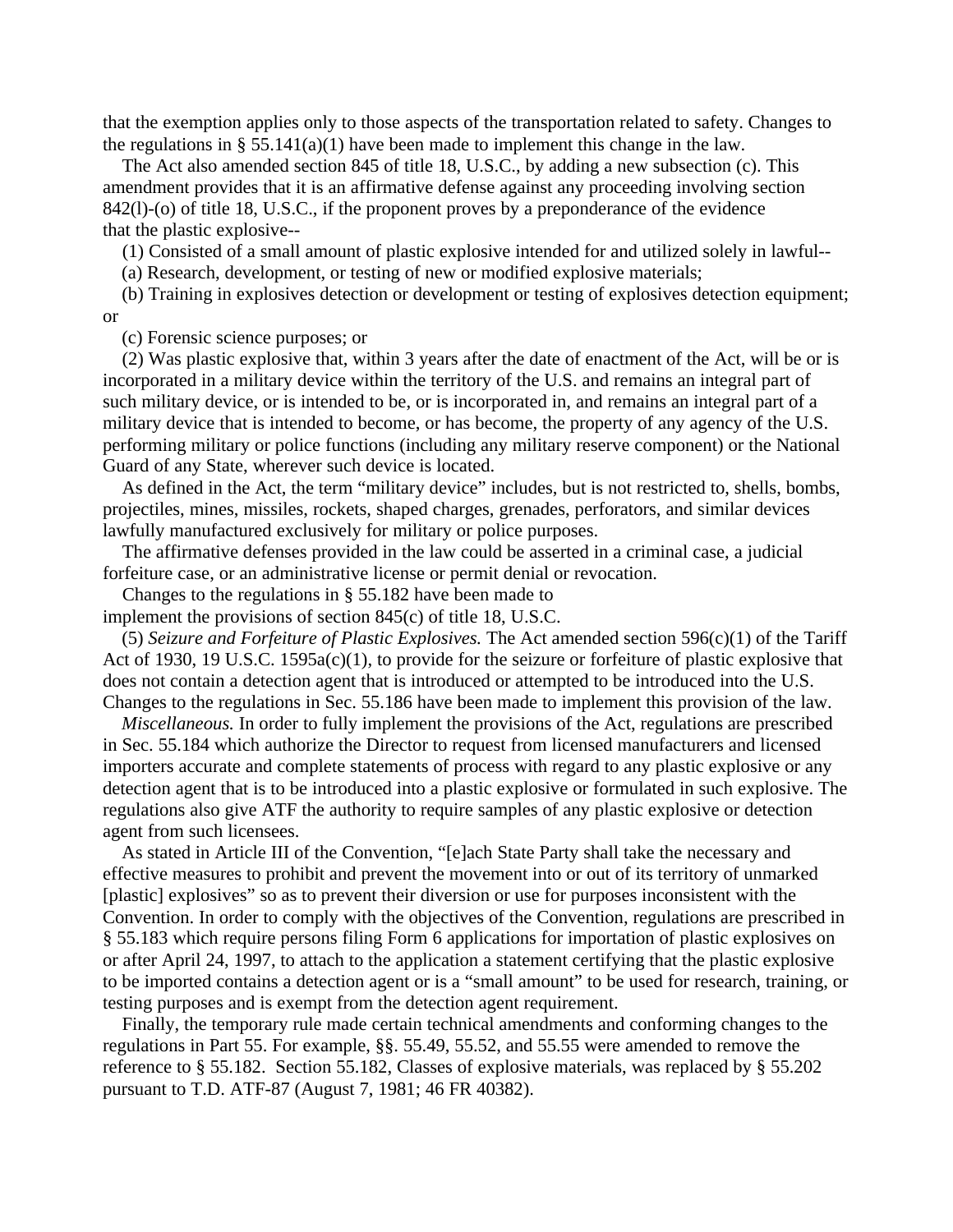that the exemption applies only to those aspects of the transportation related to safety. Changes to the regulations in § 55.141(a)(1) have been made to implement this change in the law.

The Act also amended section 845 of title 18, U.S.C., by adding a new subsection (c). This amendment provides that it is an affirmative defense against any proceeding involving section 842(l)-(o) of title 18, U.S.C., if the proponent proves by a preponderance of the evidence that the plastic explosive--

(1) Consisted of a small amount of plastic explosive intended for and utilized solely in lawful--

(a) Research, development, or testing of new or modified explosive materials;

(b) Training in explosives detection or development or testing of explosives detection equipment; or

(c) Forensic science purposes; or

(2) Was plastic explosive that, within 3 years after the date of enactment of the Act, will be or is incorporated in a military device within the territory of the U.S. and remains an integral part of such military device, or is intended to be, or is incorporated in, and remains an integral part of a military device that is intended to become, or has become, the property of any agency of the U.S. performing military or police functions (including any military reserve component) or the National Guard of any State, wherever such device is located.

As defined in the Act, the term "military device" includes, but is not restricted to, shells, bombs, projectiles, mines, missiles, rockets, shaped charges, grenades, perforators, and similar devices lawfully manufactured exclusively for military or police purposes.

The affirmative defenses provided in the law could be asserted in a criminal case, a judicial forfeiture case, or an administrative license or permit denial or revocation.

Changes to the regulations in § 55.182 have been made to implement the provisions of section 845(c) of title 18, U.S.C.

(5) *Seizure and Forfeiture of Plastic Explosives.* The Act amended section 596(c)(1) of the Tariff Act of 1930, 19 U.S.C. 1595a(c)(1), to provide for the seizure or forfeiture of plastic explosive that does not contain a detection agent that is introduced or attempted to be introduced into the U.S. Changes to the regulations in Sec. 55.186 have been made to implement this provision of the law.

*Miscellaneous.* In order to fully implement the provisions of the Act, regulations are prescribed in Sec. 55.184 which authorize the Director to request from licensed manufacturers and licensed importers accurate and complete statements of process with regard to any plastic explosive or any detection agent that is to be introduced into a plastic explosive or formulated in such explosive. The regulations also give ATF the authority to require samples of any plastic explosive or detection agent from such licensees.

As stated in Article III of the Convention, "[e]ach State Party shall take the necessary and effective measures to prohibit and prevent the movement into or out of its territory of unmarked [plastic] explosives" so as to prevent their diversion or use for purposes inconsistent with the Convention. In order to comply with the objectives of the Convention, regulations are prescribed in § 55.183 which require persons filing Form 6 applications for importation of plastic explosives on or after April 24, 1997, to attach to the application a statement certifying that the plastic explosive to be imported contains a detection agent or is a "small amount" to be used for research, training, or testing purposes and is exempt from the detection agent requirement.

Finally, the temporary rule made certain technical amendments and conforming changes to the regulations in Part 55. For example, §§. 55.49, 55.52, and 55.55 were amended to remove the reference to § 55.182. Section 55.182, Classes of explosive materials, was replaced by § 55.202 pursuant to T.D. ATF-87 (August 7, 1981; 46 FR 40382).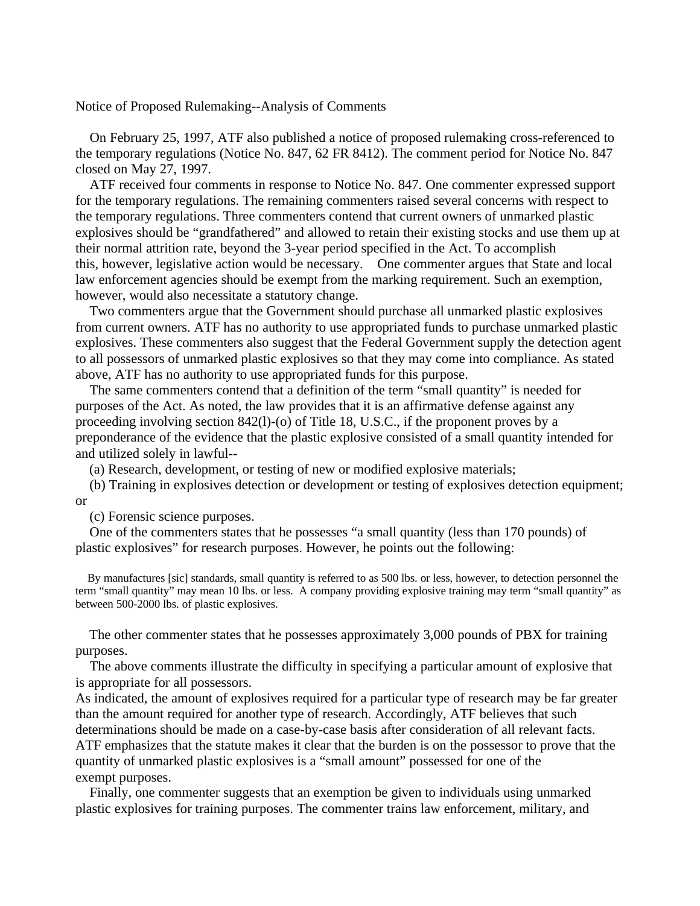Notice of Proposed Rulemaking--Analysis of Comments

On February 25, 1997, ATF also published a notice of proposed rulemaking cross-referenced to the temporary regulations (Notice No. 847, 62 FR 8412). The comment period for Notice No. 847 closed on May 27, 1997.

ATF received four comments in response to Notice No. 847. One commenter expressed support for the temporary regulations. The remaining commenters raised several concerns with respect to the temporary regulations. Three commenters contend that current owners of unmarked plastic explosives should be "grandfathered" and allowed to retain their existing stocks and use them up at their normal attrition rate, beyond the 3-year period specified in the Act. To accomplish this, however, legislative action would be necessary. One commenter argues that State and local law enforcement agencies should be exempt from the marking requirement. Such an exemption, however, would also necessitate a statutory change.

Two commenters argue that the Government should purchase all unmarked plastic explosives from current owners. ATF has no authority to use appropriated funds to purchase unmarked plastic explosives. These commenters also suggest that the Federal Government supply the detection agent to all possessors of unmarked plastic explosives so that they may come into compliance. As stated above, ATF has no authority to use appropriated funds for this purpose.

The same commenters contend that a definition of the term "small quantity" is needed for purposes of the Act. As noted, the law provides that it is an affirmative defense against any proceeding involving section 842(l)-(o) of Title 18, U.S.C., if the proponent proves by a preponderance of the evidence that the plastic explosive consisted of a small quantity intended for and utilized solely in lawful--

(a) Research, development, or testing of new or modified explosive materials;

(b) Training in explosives detection or development or testing of explosives detection equipment; or

(c) Forensic science purposes.

One of the commenters states that he possesses "a small quantity (less than 170 pounds) of plastic explosives" for research purposes. However, he points out the following:

> By manufactures [sic] standards, small quantity is referred to as 500 lbs. or less, however, to detection personnel the term "small quantity" may mean 10 lbs. or less. A company providing explosive training may term "small quantity" as between 500-2000 lbs. of plastic explosives.

The other commenter states that he possesses approximately 3,000 pounds of PBX for training purposes.

The above comments illustrate the difficulty in specifying a particular amount of explosive that is appropriate for all possessors.
As indicated, the amount of explosives required for a particular type of research may be far greater than the amount required for another type of research. Accordingly, ATF believes that such determinations should be made on a case-by-case basis after consideration of all relevant facts. ATF emphasizes that the statute makes it clear that the burden is on the possessor to prove that the quantity of unmarked plastic explosives is a "small amount" possessed for one of the exempt purposes.

Finally, one commenter suggests that an exemption be given to individuals using unmarked plastic explosives for training purposes. The commenter trains law enforcement, military, and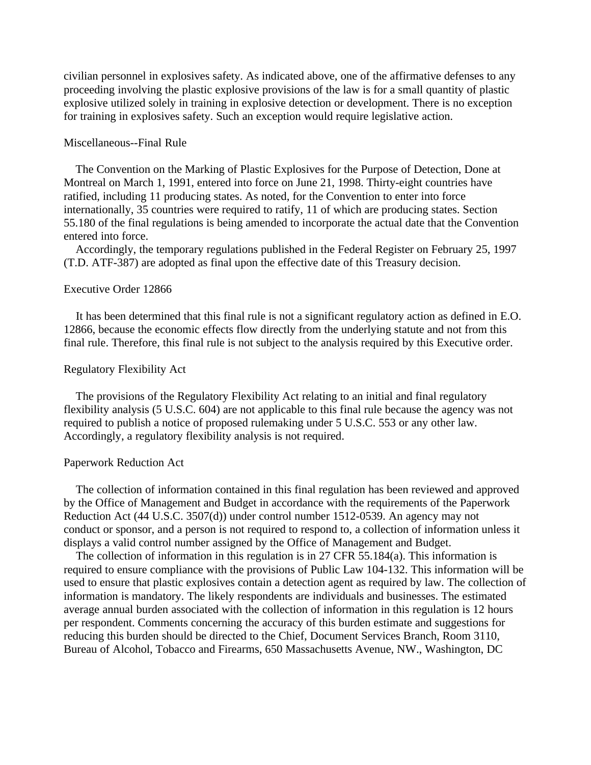civilian personnel in explosives safety. As indicated above, one of the affirmative defenses to any proceeding involving the plastic explosive provisions of the law is for a small quantity of plastic explosive utilized solely in training in explosive detection or development. There is no exception for training in explosives safety. Such an exception would require legislative action.

## Miscellaneous--Final Rule

The Convention on the Marking of Plastic Explosives for the Purpose of Detection, Done at Montreal on March 1, 1991, entered into force on June 21, 1998. Thirty-eight countries have ratified, including 11 producing states. As noted, for the Convention to enter into force internationally, 35 countries were required to ratify, 11 of which are producing states. Section 55.180 of the final regulations is being amended to incorporate the actual date that the Convention entered into force.

Accordingly, the temporary regulations published in the Federal Register on February 25, 1997 (T.D. ATF-387) are adopted as final upon the effective date of this Treasury decision.

## Executive Order 12866

It has been determined that this final rule is not a significant regulatory action as defined in E.O. 12866, because the economic effects flow directly from the underlying statute and not from this final rule. Therefore, this final rule is not subject to the analysis required by this Executive order.

## Regulatory Flexibility Act

The provisions of the Regulatory Flexibility Act relating to an initial and final regulatory flexibility analysis (5 U.S.C. 604) are not applicable to this final rule because the agency was not required to publish a notice of proposed rulemaking under 5 U.S.C. 553 or any other law. Accordingly, a regulatory flexibility analysis is not required.

## Paperwork Reduction Act

The collection of information contained in this final regulation has been reviewed and approved by the Office of Management and Budget in accordance with the requirements of the Paperwork Reduction Act (44 U.S.C. 3507(d)) under control number 1512-0539. An agency may not conduct or sponsor, and a person is not required to respond to, a collection of information unless it displays a valid control number assigned by the Office of Management and Budget.

The collection of information in this regulation is in 27 CFR 55.184(a). This information is required to ensure compliance with the provisions of Public Law 104-132. This information will be used to ensure that plastic explosives contain a detection agent as required by law. The collection of information is mandatory. The likely respondents are individuals and businesses. The estimated average annual burden associated with the collection of information in this regulation is 12 hours per respondent. Comments concerning the accuracy of this burden estimate and suggestions for reducing this burden should be directed to the Chief, Document Services Branch, Room 3110, Bureau of Alcohol, Tobacco and Firearms, 650 Massachusetts Avenue, NW., Washington, DC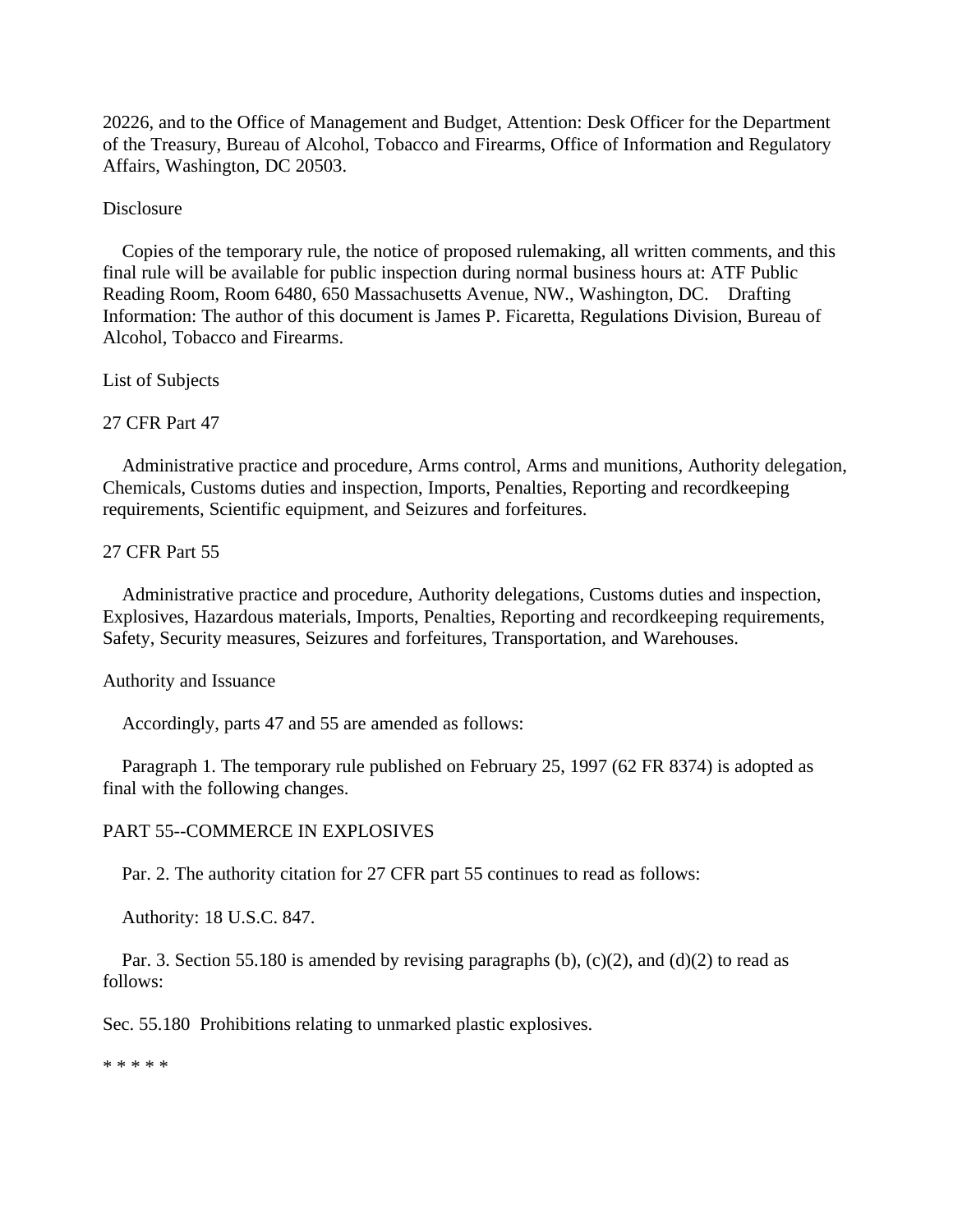20226, and to the Office of Management and Budget, Attention: Desk Officer for the Department of the Treasury, Bureau of Alcohol, Tobacco and Firearms, Office of Information and Regulatory Affairs, Washington, DC 20503.

Disclosure

Copies of the temporary rule, the notice of proposed rulemaking, all written comments, and this final rule will be available for public inspection during normal business hours at: ATF Public Reading Room, Room 6480, 650 Massachusetts Avenue, NW., Washington, DC. Drafting Information: The author of this document is James P. Ficaretta, Regulations Division, Bureau of Alcohol, Tobacco and Firearms.

List of Subjects

27 CFR Part 47

Administrative practice and procedure, Arms control, Arms and munitions, Authority delegation, Chemicals, Customs duties and inspection, Imports, Penalties, Reporting and recordkeeping requirements, Scientific equipment, and Seizures and forfeitures.

27 CFR Part 55

Administrative practice and procedure, Authority delegations, Customs duties and inspection, Explosives, Hazardous materials, Imports, Penalties, Reporting and recordkeeping requirements, Safety, Security measures, Seizures and forfeitures, Transportation, and Warehouses.

Authority and Issuance

Accordingly, parts 47 and 55 are amended as follows:

Paragraph 1. The temporary rule published on February 25, 1997 (62 FR 8374) is adopted as final with the following changes.

PART 55--COMMERCE IN EXPLOSIVES

Par. 2. The authority citation for 27 CFR part 55 continues to read as follows:

Authority: 18 U.S.C. 847.

Par. 3. Section 55.180 is amended by revising paragraphs (b), (c)(2), and (d)(2) to read as follows:

Sec. 55.180 Prohibitions relating to unmarked plastic explosives.

* * * * *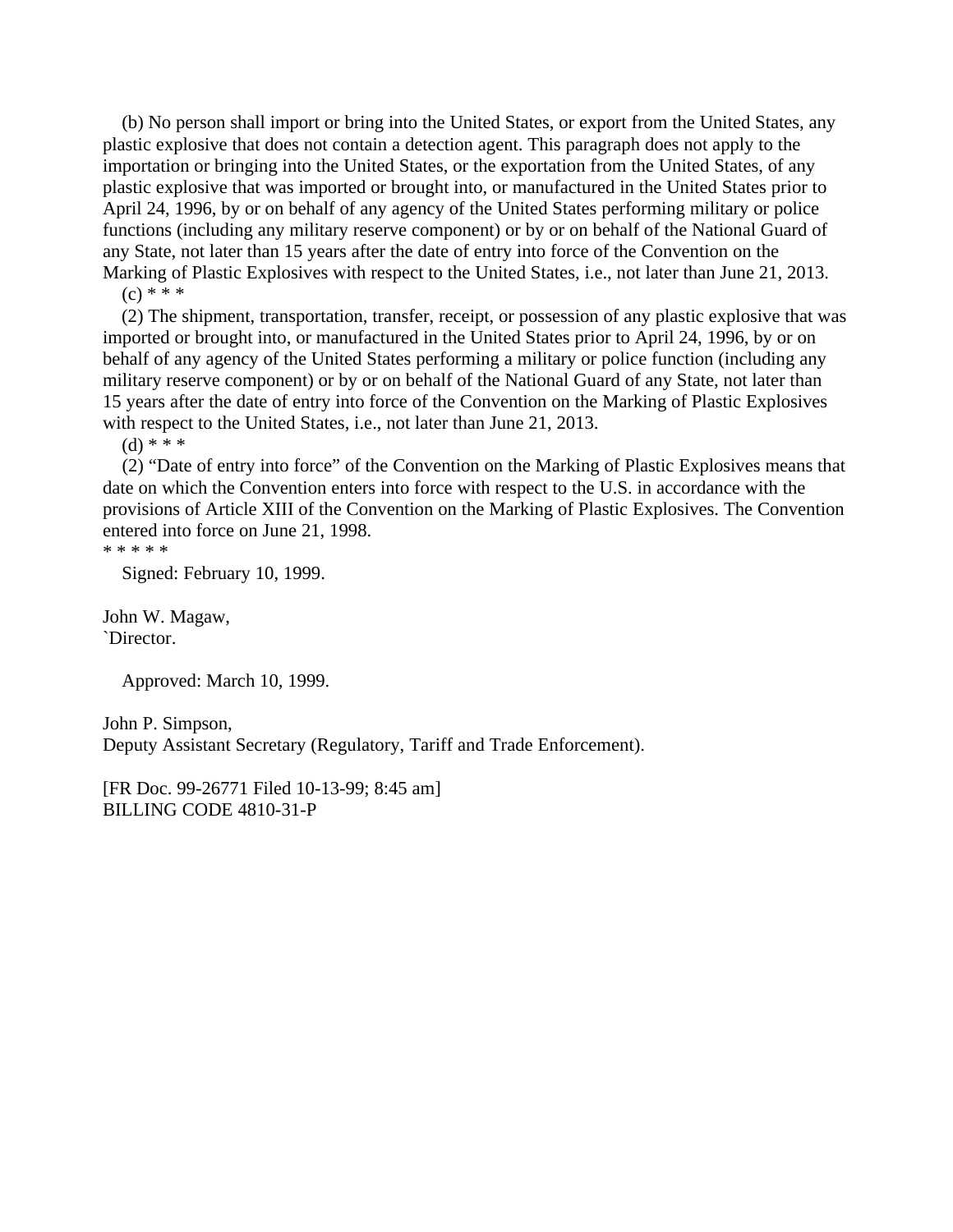(b) No person shall import or bring into the United States, or export from the United States, any plastic explosive that does not contain a detection agent. This paragraph does not apply to the importation or bringing into the United States, or the exportation from the United States, of any plastic explosive that was imported or brought into, or manufactured in the United States prior to April 24, 1996, by or on behalf of any agency of the United States performing military or police functions (including any military reserve component) or by or on behalf of the National Guard of any State, not later than 15 years after the date of entry into force of the Convention on the Marking of Plastic Explosives with respect to the United States, i.e., not later than June 21, 2013.

(c) * * *

(2) The shipment, transportation, transfer, receipt, or possession of any plastic explosive that was imported or brought into, or manufactured in the United States prior to April 24, 1996, by or on behalf of any agency of the United States performing a military or police function (including any military reserve component) or by or on behalf of the National Guard of any State, not later than 15 years after the date of entry into force of the Convention on the Marking of Plastic Explosives with respect to the United States, i.e., not later than June 21, 2013.

(d) * * *

(2) "Date of entry into force" of the Convention on the Marking of Plastic Explosives means that date on which the Convention enters into force with respect to the U.S. in accordance with the provisions of Article XIII of the Convention on the Marking of Plastic Explosives. The Convention entered into force on June 21, 1998.

* * * * *

Signed: February 10, 1999.

John W. Magaw,
`Director.

Approved: March 10, 1999.

John P. Simpson,
Deputy Assistant Secretary (Regulatory, Tariff and Trade Enforcement).

[FR Doc. 99-26771 Filed 10-13-99; 8:45 am]
BILLING CODE 4810-31-P